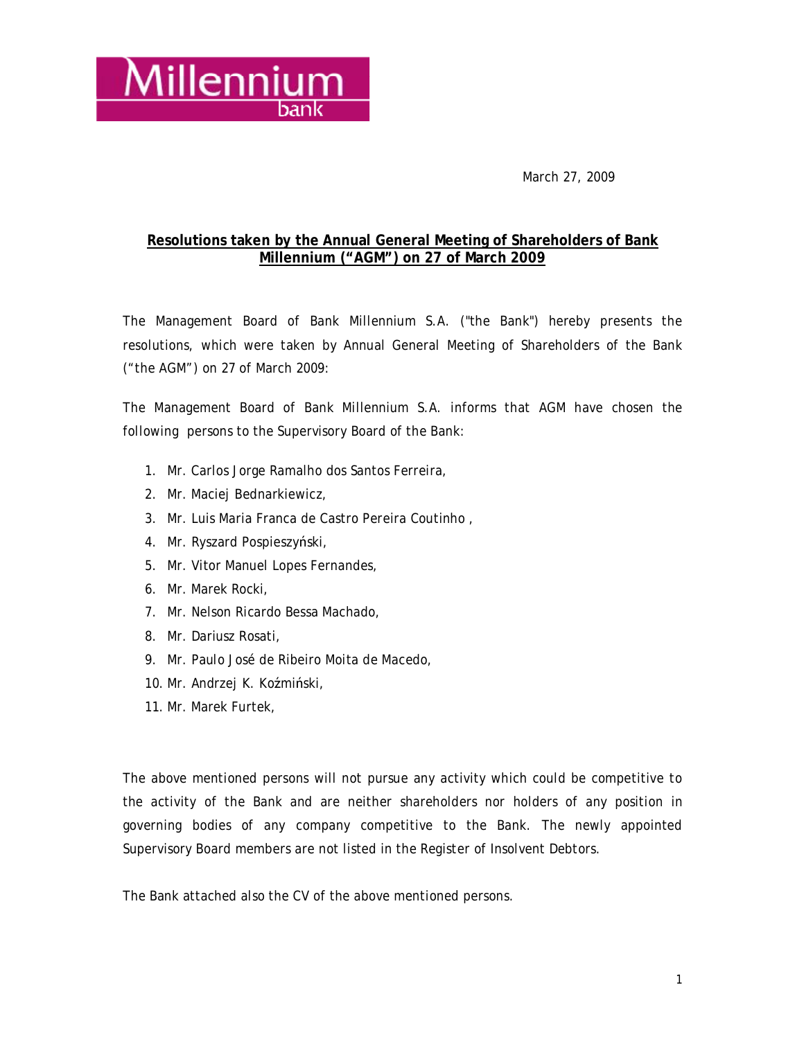March 27, 2009

**Resolutions taken by the Annual General Meeting of Shareholders of Bank Millennium ("AGM") on 27 of March 2009**

The Management Board of Bank Millennium S.A. ("the Bank") hereby presents the resolutions, which were taken by Annual General Meeting of Shareholders of the Bank ("the AGM") on 27 of March 2009:

The Management Board of Bank Millennium S.A. informs that AGM have chosen the following persons to the Supervisory Board of the Bank:

1. Mr. Carlos Jorge Ramalho dos Santos Ferreira,
2. Mr. Maciej Bednarkiewicz,
3. Mr. Luis Maria Franca de Castro Pereira Coutinho ,
4. Mr. Ryszard Pospieszyński,
5. Mr. Vitor Manuel Lopes Fernandes,
6. Mr. Marek Rocki,
7. Mr. Nelson Ricardo Bessa Machado,
8. Mr. Dariusz Rosati,
9. Mr. Paulo José de Ribeiro Moita de Macedo,
10. Mr. Andrzej K. Koźmiński,
11. Mr. Marek Furtek,

The above mentioned persons will not pursue any activity which could be competitive to the activity of the Bank and are neither shareholders nor holders of any position in governing bodies of any company competitive to the Bank. The newly appointed Supervisory Board members are not listed in the Register of Insolvent Debtors.

The Bank attached also the CV of the above mentioned persons.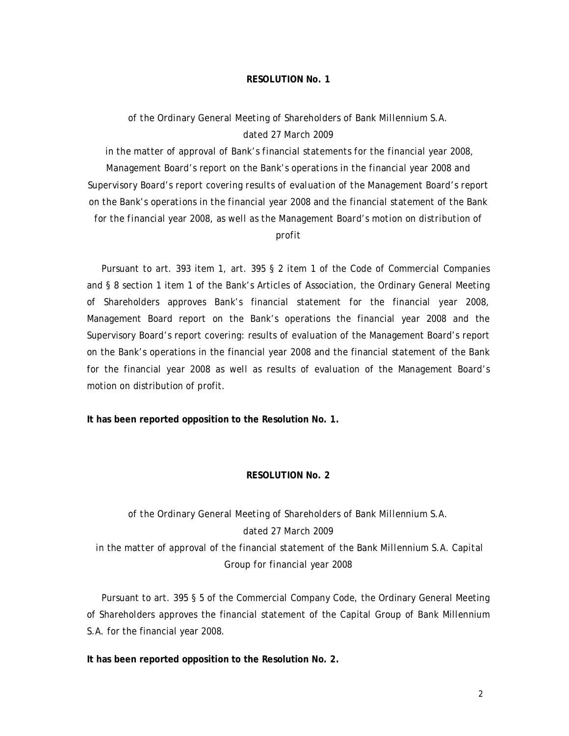**RESOLUTION No. 1**

*of the Ordinary General Meeting of Shareholders of Bank Millennium S.A. dated 27 March 2009*

*in the matter of approval of Bank's financial statements for the financial year 2008, Management Board's report on the Bank's operations in the financial year 2008 and Supervisory Board's report covering results of evaluation of the Management Board's report on the Bank's operations in the financial year 2008 and the financial statement of the Bank for the financial year 2008, as well as the Management Board's motion on distribution of profit*

Pursuant to art. 393 item 1, art. 395 § 2 item 1 of the Code of Commercial Companies and § 8 section 1 item 1 of the Bank's Articles of Association, the Ordinary General Meeting of Shareholders approves Bank's financial statement for the financial year 2008, Management Board report on the Bank's operations the financial year 2008 and the Supervisory Board's report covering: results of evaluation of the Management Board's report on the Bank's operations in the financial year 2008 and the financial statement of the Bank for the financial year 2008 as well as results of evaluation of the Management Board's motion on distribution of profit.

**It has been reported opposition to the Resolution No. 1.**

**RESOLUTION No. 2**

*of the Ordinary General Meeting of Shareholders of Bank Millennium S.A. dated 27 March 2009*

*in the matter of approval of the financial statement of the Bank Millennium S.A. Capital Group for financial year 2008*

Pursuant to art. 395 § 5 of the Commercial Company Code, the Ordinary General Meeting of Shareholders approves the financial statement of the Capital Group of Bank Millennium S.A. for the financial year 2008.

**It has been reported opposition to the Resolution No. 2.**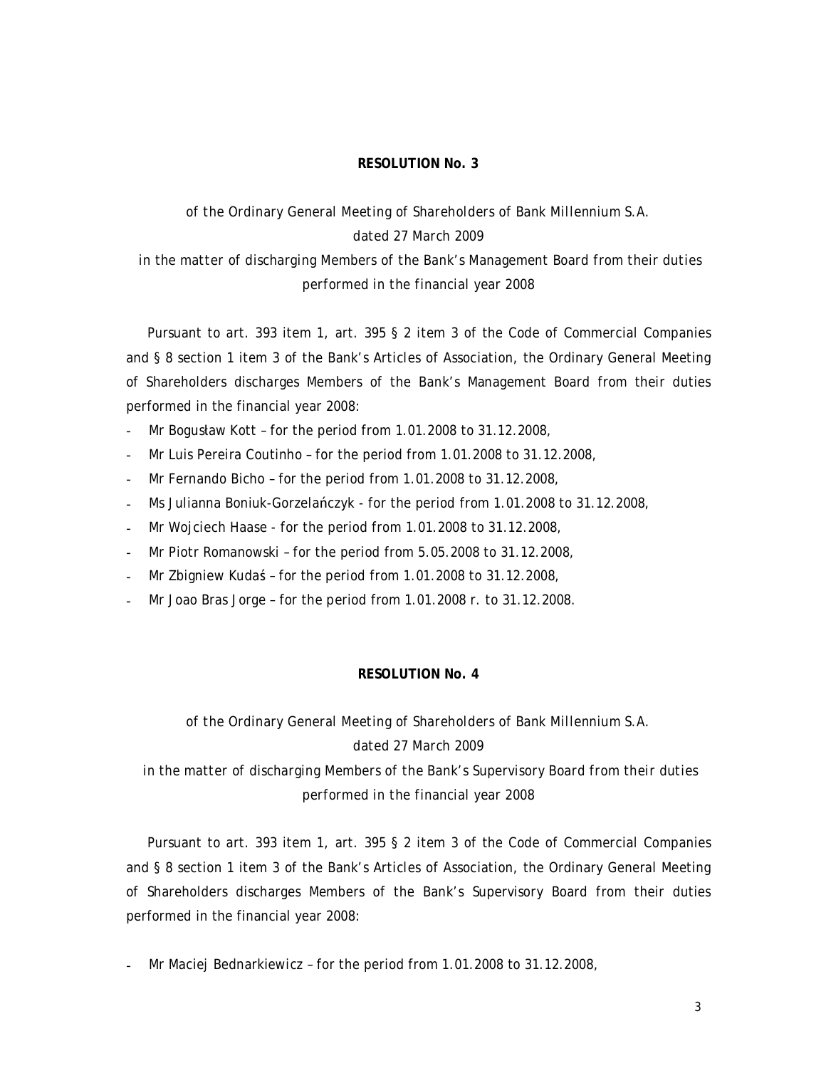**RESOLUTION No. 3**

*of the Ordinary General Meeting of Shareholders of Bank Millennium S.A.*
*dated 27 March 2009*
*in the matter of discharging Members of the Bank's Management Board from their duties performed in the financial year 2008*

Pursuant to art. 393 item 1, art. 395 § 2 item 3 of the Code of Commercial Companies and § 8 section 1 item 3 of the Bank's Articles of Association, the Ordinary General Meeting of Shareholders discharges Members of the Bank's Management Board from their duties performed in the financial year 2008:

- Mr Bogusław Kott – for the period from 1.01.2008 to 31.12.2008,
- Mr Luis Pereira Coutinho – for the period from 1.01.2008 to 31.12.2008,
- Mr Fernando Bicho – for the period from 1.01.2008 to 31.12.2008,
- Ms Julianna Boniuk-Gorzelańczyk - for the period from 1.01.2008 to 31.12.2008,
- Mr Wojciech Haase - for the period from 1.01.2008 to 31.12.2008,
- Mr Piotr Romanowski – for the period from 5.05.2008 to 31.12.2008,
- Mr Zbigniew Kudaś – for the period from 1.01.2008 to 31.12.2008,
- Mr Joao Bras Jorge – for the period from 1.01.2008 r. to 31.12.2008.

**RESOLUTION No. 4**

*of the Ordinary General Meeting of Shareholders of Bank Millennium S.A.*
*dated 27 March 2009*
*in the matter of discharging Members of the Bank's Supervisory Board from their duties performed in the financial year 2008*

Pursuant to art. 393 item 1, art. 395 § 2 item 3 of the Code of Commercial Companies and § 8 section 1 item 3 of the Bank's Articles of Association, the Ordinary General Meeting of Shareholders discharges Members of the Bank's Supervisory Board from their duties performed in the financial year 2008:

- Mr Maciej Bednarkiewicz – for the period from 1.01.2008 to 31.12.2008,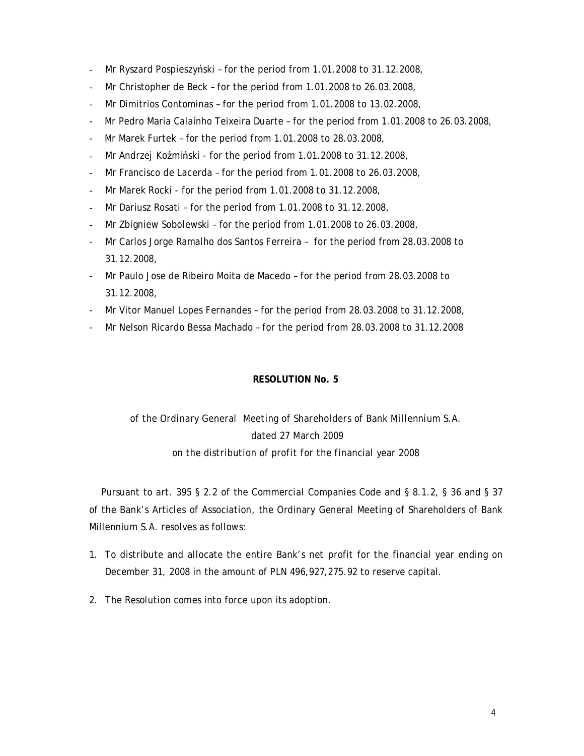- Mr Ryszard Pospieszyński – for the period from 1.01.2008 to 31.12.2008,
- Mr Christopher de Beck – for the period from 1.01.2008 to 26.03.2008,
- Mr Dimitrios Contominas – for the period from 1.01.2008 to 13.02.2008,
- Mr Pedro Maria Calaínho Teixeira Duarte – for the period from 1.01.2008 to 26.03.2008,
- Mr Marek Furtek – for the period from 1.01.2008 to 28.03.2008,
- Mr Andrzej Koźmiński - for the period from 1.01.2008 to 31.12.2008,
- Mr Francisco de Lacerda – for the period from 1.01.2008 to 26.03.2008,
- Mr Marek Rocki - for the period from 1.01.2008 to 31.12.2008,
- Mr Dariusz Rosati – for the period from 1.01.2008 to 31.12.2008,
- Mr Zbigniew Sobolewski – for the period from 1.01.2008 to 26.03.2008,
- Mr Carlos Jorge Ramalho dos Santos Ferreira – for the period from 28.03.2008 to 31.12.2008,
- Mr Paulo Jose de Ribeiro Moita de Macedo – for the period from 28.03.2008 to 31.12.2008,
- Mr Vitor Manuel Lopes Fernandes – for the period from 28.03.2008 to 31.12.2008,
- Mr Nelson Ricardo Bessa Machado – for the period from 28.03.2008 to 31.12.2008

**RESOLUTION No. 5**

*of the Ordinary General Meeting of Shareholders of Bank Millennium S.A.*
*dated 27 March 2009*
*on the distribution of profit for the financial year 2008*

Pursuant to art. 395 § 2.2 of the Commercial Companies Code and § 8.1.2, § 36 and § 37 of the Bank's Articles of Association, the Ordinary General Meeting of Shareholders of Bank Millennium S.A. resolves as follows:

1. To distribute and allocate the entire Bank's net profit for the financial year ending on December 31, 2008 in the amount of PLN 496,927,275.92 to reserve capital.
2. The Resolution comes into force upon its adoption.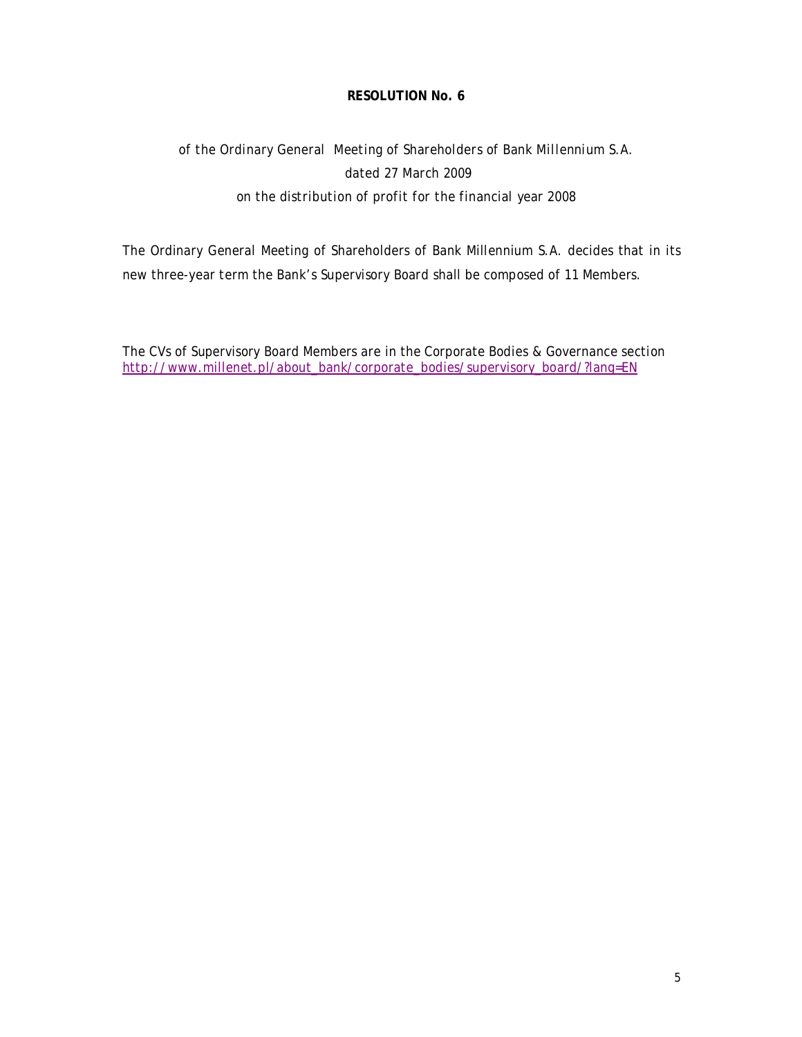**RESOLUTION No. 6**

of the Ordinary General Meeting of Shareholders of Bank Millennium S.A.
dated 27 March 2009
on the distribution of profit for the financial year 2008

The Ordinary General Meeting of Shareholders of Bank Millennium S.A. decides that in its new three-year term the Bank's Supervisory Board shall be composed of 11 Members.

The CVs of Supervisory Board Members are in the Corporate Bodies & Governance section
http://www.millenet.pl/about_bank/corporate_bodies/supervisory_board/?lang=EN